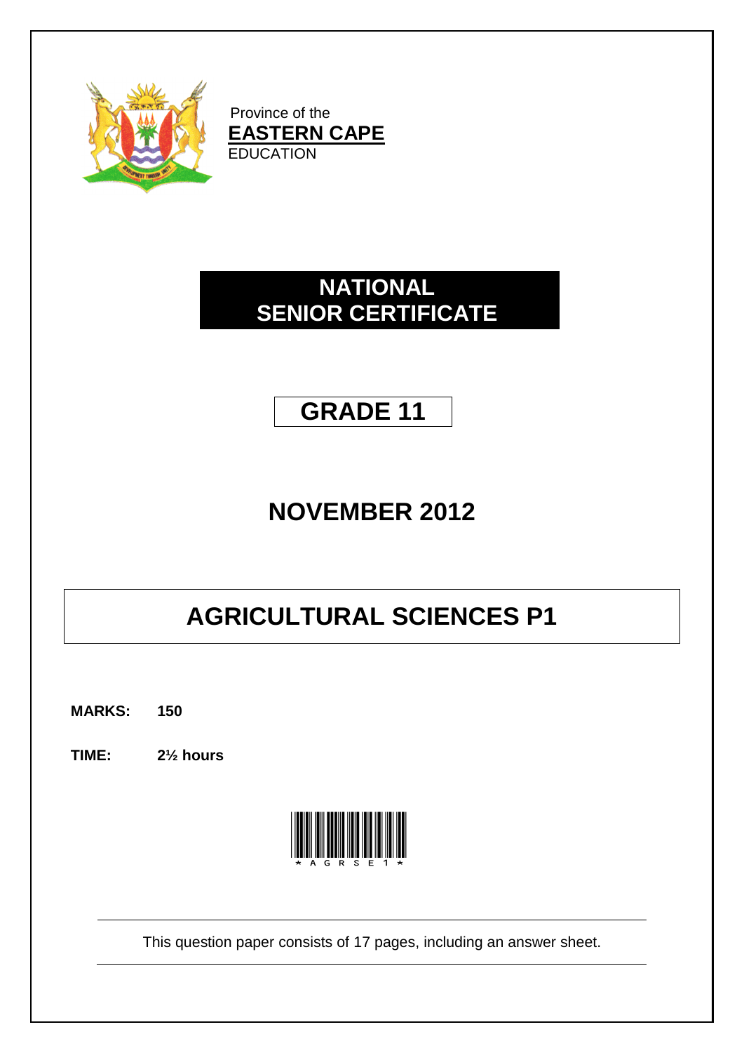Province of the
**EASTERN CAPE**
EDUCATION

# NATIONAL SENIOR CERTIFICATE

# GRADE 11

# NOVEMBER 2012

# AGRICULTURAL SCIENCES P1

**MARKS:** **150**

**TIME:** **2½ hours**

*AGRSE1*

This question paper consists of 17 pages, including an answer sheet.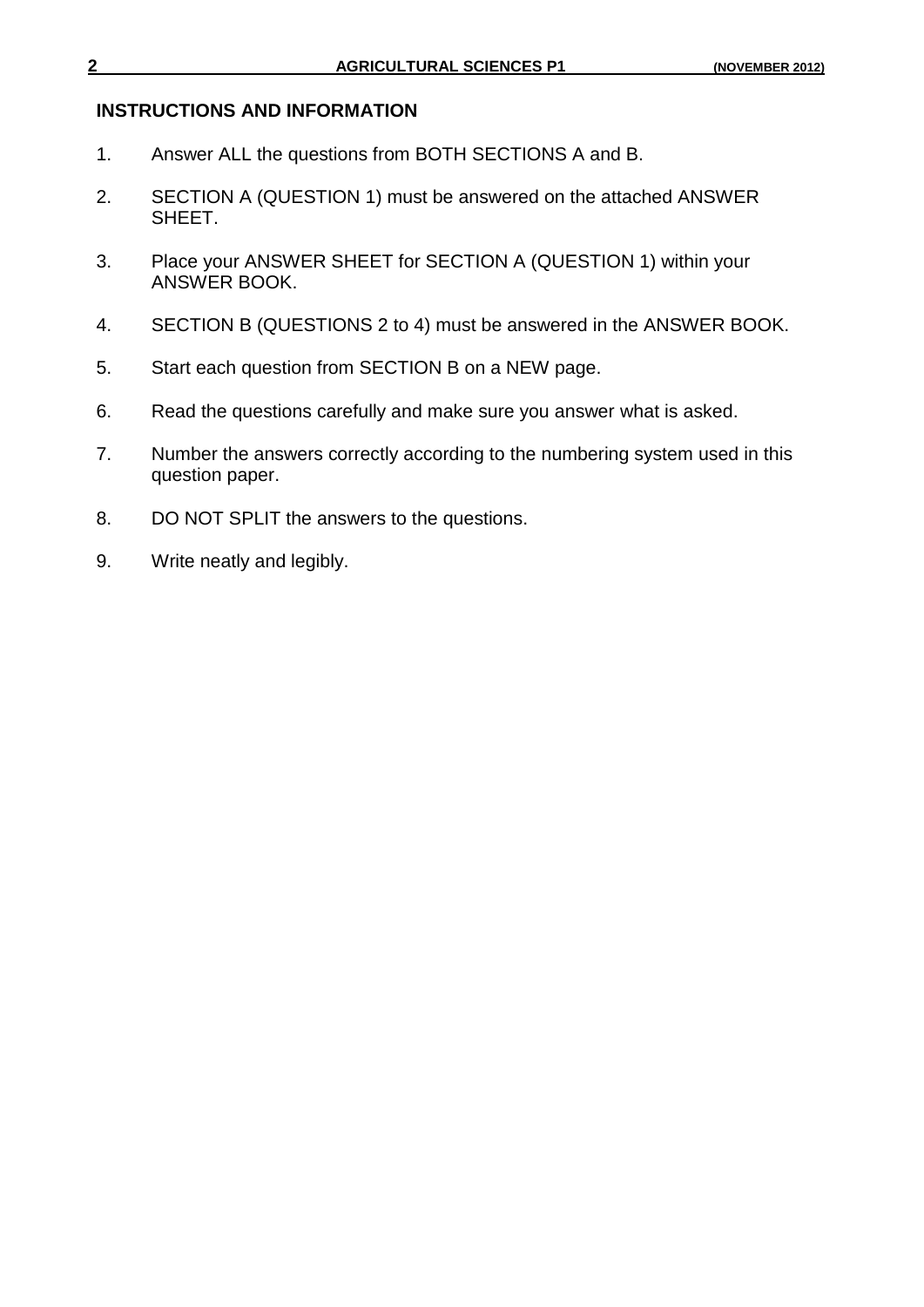## INSTRUCTIONS AND INFORMATION

1. Answer ALL the questions from BOTH SECTIONS A and B.
2. SECTION A (QUESTION 1) must be answered on the attached ANSWER SHEET.
3. Place your ANSWER SHEET for SECTION A (QUESTION 1) within your ANSWER BOOK.
4. SECTION B (QUESTIONS 2 to 4) must be answered in the ANSWER BOOK.
5. Start each question from SECTION B on a NEW page.
6. Read the questions carefully and make sure you answer what is asked.
7. Number the answers correctly according to the numbering system used in this question paper.
8. DO NOT SPLIT the answers to the questions.
9. Write neatly and legibly.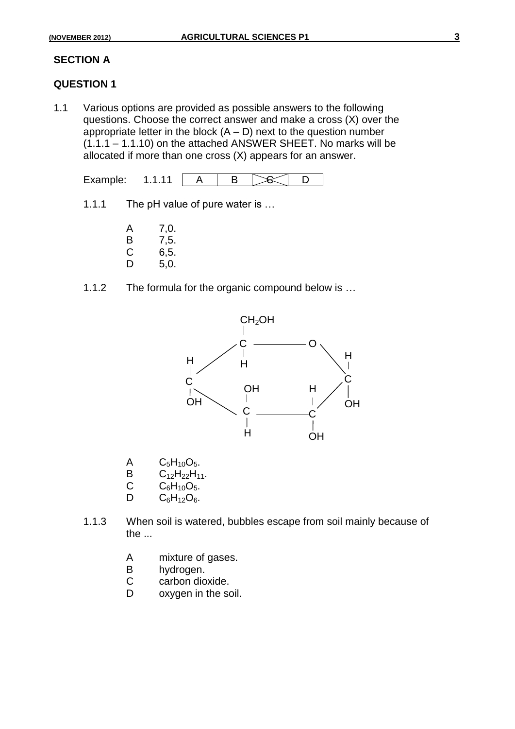## SECTION A

## QUESTION 1

1.1 Various options are provided as possible answers to the following questions. Choose the correct answer and make a cross (X) over the appropriate letter in the block (A – D) next to the question number (1.1.1 – 1.1.10) on the attached ANSWER SHEET. No marks will be allocated if more than one cross (X) appears for an answer.

Example: 1.1.11

| A | B | ~~C~~ (X) | D |
|---|---|---|---|

1.1.1 The pH value of pure water is …

- A 7,0.
- B 7,5.
- C 6,5.
- D 5,0.

1.1.2 The formula for the organic compound below is …

- A $C_5H_{10}O_5$.
- B $C_{12}H_{22}H_{11}$.
- C $C_6H_{10}O_5$.
- D $C_6H_{12}O_6$.

1.1.3 When soil is watered, bubbles escape from soil mainly because of the ...

- A mixture of gases.
- B hydrogen.
- C carbon dioxide.
- D oxygen in the soil.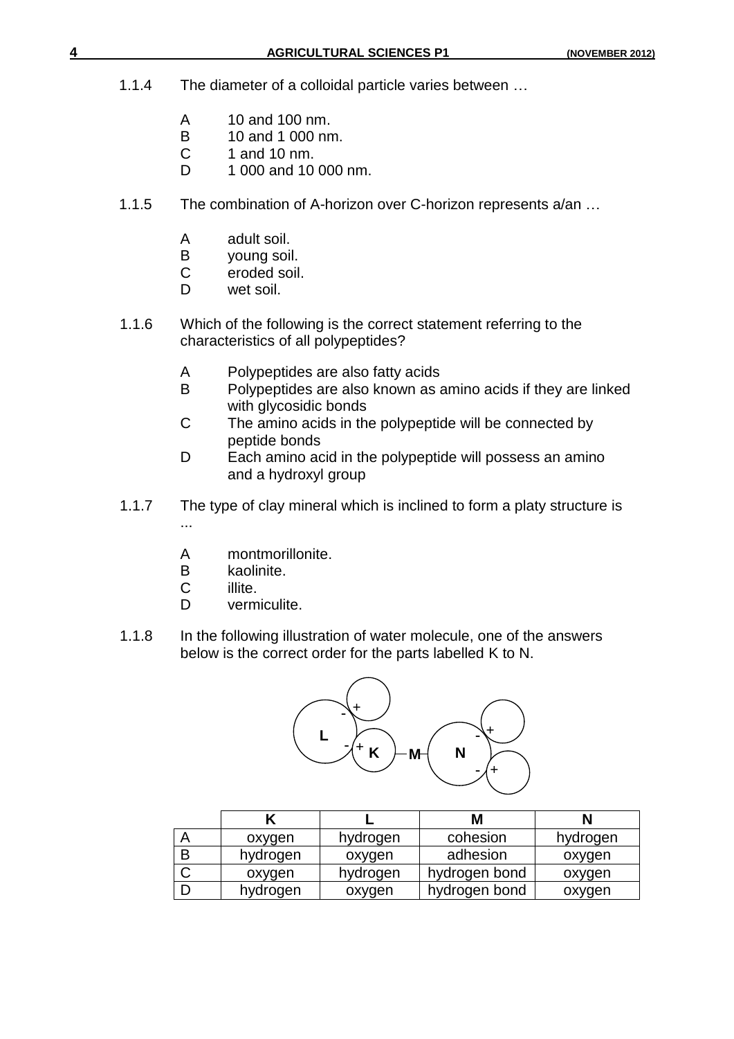1.1.4 The diameter of a colloidal particle varies between …

- A 10 and 100 nm.
- B 10 and 1 000 nm.
- C 1 and 10 nm.
- D 1 000 and 10 000 nm.

1.1.5 The combination of A-horizon over C-horizon represents a/an …

- A adult soil.
- B young soil.
- C eroded soil.
- D wet soil.

1.1.6 Which of the following is the correct statement referring to the characteristics of all polypeptides?

- A Polypeptides are also fatty acids
- B Polypeptides are also known as amino acids if they are linked with glycosidic bonds
- C The amino acids in the polypeptide will be connected by peptide bonds
- D Each amino acid in the polypeptide will possess an amino and a hydroxyl group

1.1.7 The type of clay mineral which is inclined to form a platy structure is ...

- A montmorillonite.
- B kaolinite.
- C illite.
- D vermiculite.

1.1.8 In the following illustration of water molecule, one of the answers below is the correct order for the parts labelled K to N.

| | K | L | M | N |
|---|---|---|---|---|
| A | oxygen | hydrogen | cohesion | hydrogen |
| B | hydrogen | oxygen | adhesion | oxygen |
| C | oxygen | hydrogen | hydrogen bond | oxygen |
| D | hydrogen | oxygen | hydrogen bond | oxygen |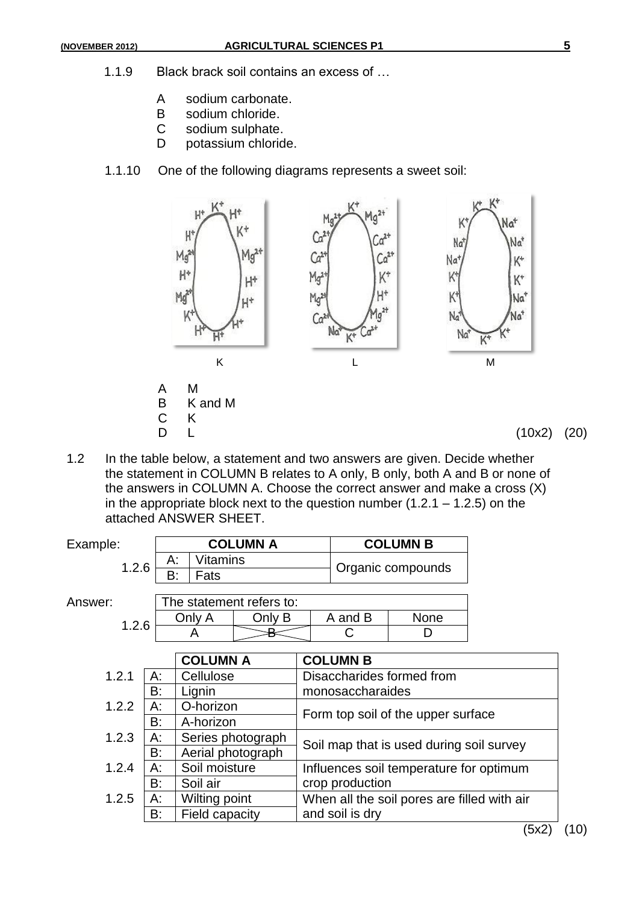1.1.9 Black brack soil contains an excess of …

A sodium carbonate.
B sodium chloride.
C sodium sulphate.
D potassium chloride.

1.1.10 One of the following diagrams represents a sweet soil:

K L M

A M
B K and M
C K
D L (10x2) (20)

1.2 In the table below, a statement and two answers are given. Decide whether the statement in COLUMN B relates to A only, B only, both A and B or none of the answers in COLUMN A. Choose the correct answer and make a cross (X) in the appropriate block next to the question number (1.2.1 – 1.2.5) on the attached ANSWER SHEET.

Example:

| | | COLUMN A | COLUMN B |
|---|---|---|---|
| 1.2.6 | A: | Vitamins | Organic compounds |
| | B: | Fats | |

Answer:

| | The statement refers to: | | | |
|---|---|---|---|---|
| 1.2.6 | Only A | Only B | A and B | None |
| | A | ~~B~~ (X) | C | D |

| | | COLUMN A | COLUMN B |
|---|---|---|---|
| 1.2.1 | A: | Cellulose | Disaccharides formed from monosaccharaides |
| | B: | Lignin | |
| 1.2.2 | A: | O-horizon | Form top soil of the upper surface |
| | B: | A-horizon | |
| 1.2.3 | A: | Series photograph | Soil map that is used during soil survey |
| | B: | Aerial photograph | |
| 1.2.4 | A: | Soil moisture | Influences soil temperature for optimum crop production |
| | B: | Soil air | |
| 1.2.5 | A: | Wilting point | When all the soil pores are filled with air and soil is dry |
| | B: | Field capacity | |

(5x2) (10)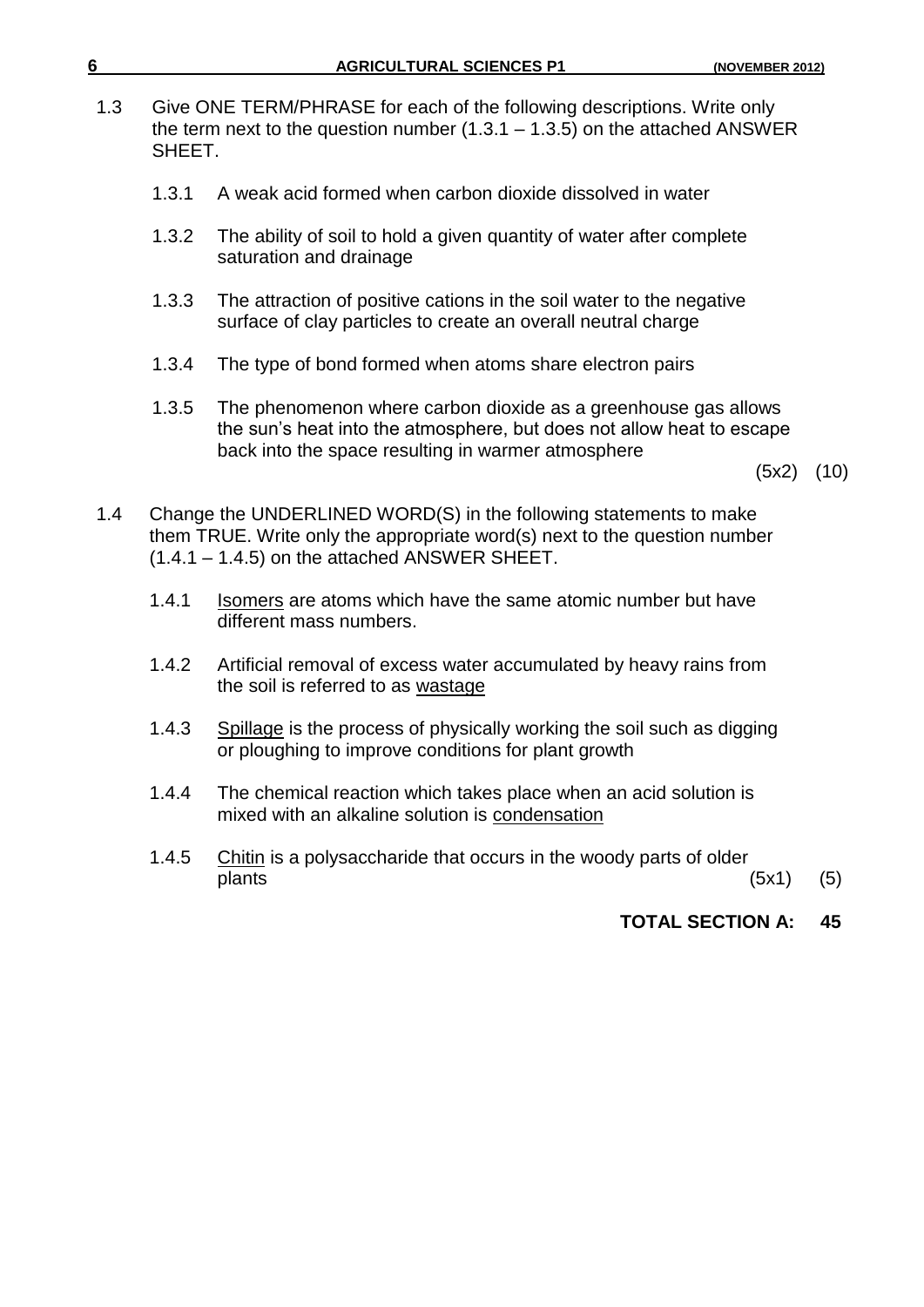1.3 Give ONE TERM/PHRASE for each of the following descriptions. Write only the term next to the question number (1.3.1 – 1.3.5) on the attached ANSWER SHEET.

1.3.1 A weak acid formed when carbon dioxide dissolved in water

1.3.2 The ability of soil to hold a given quantity of water after complete saturation and drainage

1.3.3 The attraction of positive cations in the soil water to the negative surface of clay particles to create an overall neutral charge

1.3.4 The type of bond formed when atoms share electron pairs

1.3.5 The phenomenon where carbon dioxide as a greenhouse gas allows the sun's heat into the atmosphere, but does not allow heat to escape back into the space resulting in warmer atmosphere

(5x2) (10)

1.4 Change the UNDERLINED WORD(S) in the following statements to make them TRUE. Write only the appropriate word(s) next to the question number (1.4.1 – 1.4.5) on the attached ANSWER SHEET.

1.4.1 <u>Isomers</u> are atoms which have the same atomic number but have different mass numbers.

1.4.2 Artificial removal of excess water accumulated by heavy rains from the soil is referred to as <u>wastage</u>

1.4.3 <u>Spillage</u> is the process of physically working the soil such as digging or ploughing to improve conditions for plant growth

1.4.4 The chemical reaction which takes place when an acid solution is mixed with an alkaline solution is <u>condensation</u>

1.4.5 <u>Chitin</u> is a polysaccharide that occurs in the woody parts of older plants

(5x1) (5)

**TOTAL SECTION A: 45**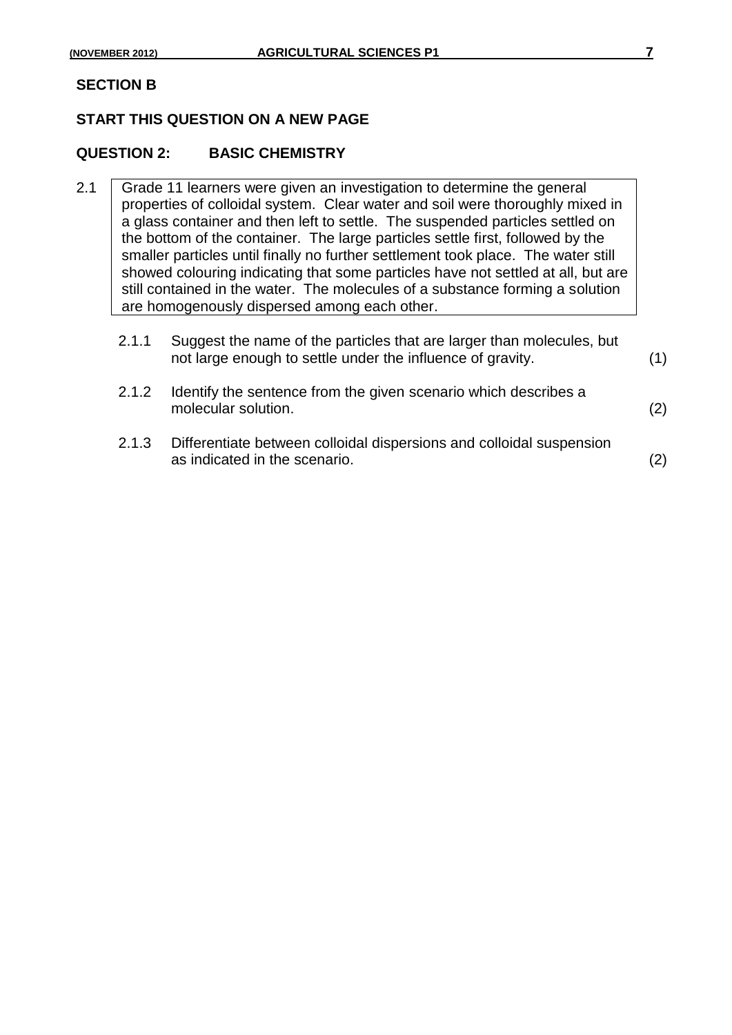## SECTION B

**START THIS QUESTION ON A NEW PAGE**

### QUESTION 2: BASIC CHEMISTRY

2.1

> Grade 11 learners were given an investigation to determine the general properties of colloidal system. Clear water and soil were thoroughly mixed in a glass container and then left to settle. The suspended particles settled on the bottom of the container. The large particles settle first, followed by the smaller particles until finally no further settlement took place. The water still showed colouring indicating that some particles have not settled at all, but are still contained in the water. The molecules of a substance forming a solution are homogenously dispersed among each other.

2.1.1 Suggest the name of the particles that are larger than molecules, but not large enough to settle under the influence of gravity. (1)

2.1.2 Identify the sentence from the given scenario which describes a molecular solution. (2)

2.1.3 Differentiate between colloidal dispersions and colloidal suspension as indicated in the scenario. (2)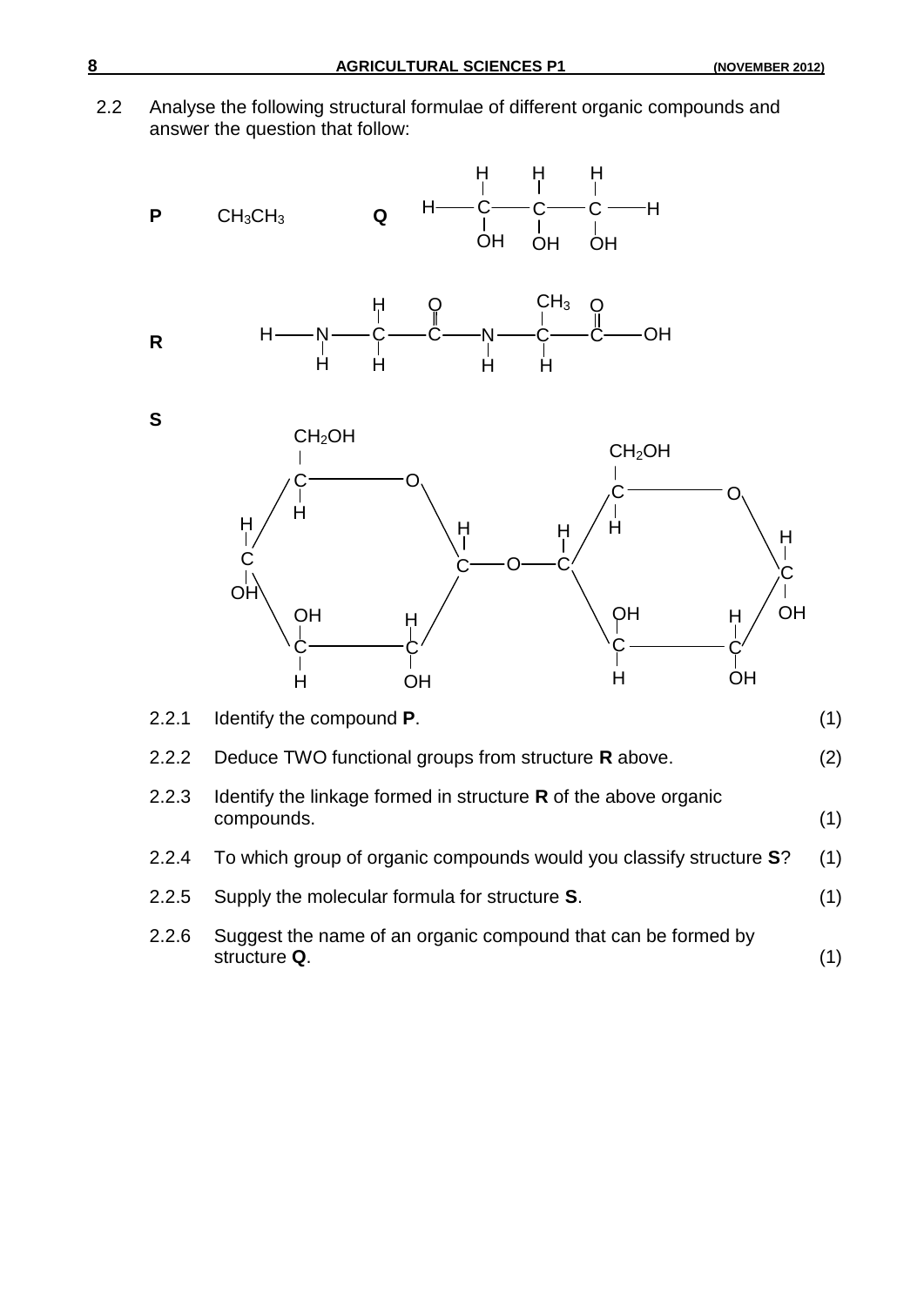2.2 Analyse the following structural formulae of different organic compounds and answer the question that follow:

**P** $CH_3CH_3$

**Q**

```
     H    H    H
     |    |    |
H -- C -- C -- C -- H
     |    |    |
     OH   OH   OH
```

**R**

```
          H    O         CH3  O
          |    ‖         |    ‖
H -- N -- C -- C -- N -- C -- C -- OH
     |    |         |    |
     H    H         H    H
```

**S**

```
        CH2OH                          CH2OH
        |                              |
        C ---------- O                 C ---------- O
       /|             \               /|             \
  H   / H              \    H     H  / H              \   H
  |  /                  \   |     | /                  \  |
  C                      C -- O -- C                     C
  |  \                  /                                /|
  OH  \   OH      H    /            \  OH      H        / OH
       \  |       |   /              \ |       |       /
        C ---------- C                 C ---------- C
        |            |                 |            |
        H            OH                H            OH
```

2.2.1 Identify the compound **P**. (1)

2.2.2 Deduce TWO functional groups from structure **R** above. (2)

2.2.3 Identify the linkage formed in structure **R** of the above organic compounds. (1)

2.2.4 To which group of organic compounds would you classify structure **S**? (1)

2.2.5 Supply the molecular formula for structure **S**. (1)

2.2.6 Suggest the name of an organic compound that can be formed by structure **Q**. (1)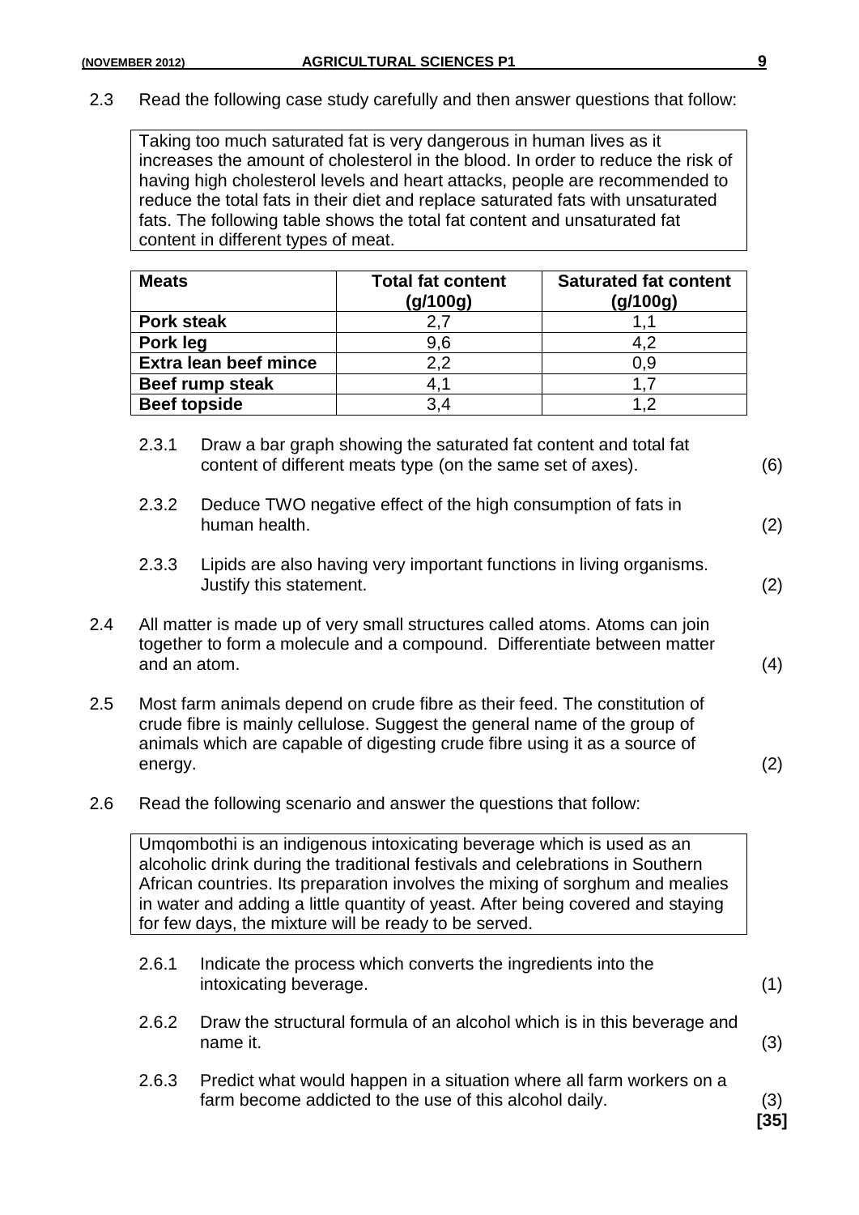2.3 Read the following case study carefully and then answer questions that follow:

> Taking too much saturated fat is very dangerous in human lives as it increases the amount of cholesterol in the blood. In order to reduce the risk of having high cholesterol levels and heart attacks, people are recommended to reduce the total fats in their diet and replace saturated fats with unsaturated fats. The following table shows the total fat content and unsaturated fat content in different types of meat.

| Meats | Total fat content (g/100g) | Saturated fat content (g/100g) |
|---|---|---|
| **Pork steak** | 2,7 | 1,1 |
| **Pork leg** | 9,6 | 4,2 |
| **Extra lean beef mince** | 2,2 | 0,9 |
| **Beef rump steak** | 4,1 | 1,7 |
| **Beef topside** | 3,4 | 1,2 |

2.3.1 Draw a bar graph showing the saturated fat content and total fat content of different meats type (on the same set of axes). (6)

2.3.2 Deduce TWO negative effect of the high consumption of fats in human health. (2)

2.3.3 Lipids are also having very important functions in living organisms. Justify this statement. (2)

2.4 All matter is made up of very small structures called atoms. Atoms can join together to form a molecule and a compound. Differentiate between matter and an atom. (4)

2.5 Most farm animals depend on crude fibre as their feed. The constitution of crude fibre is mainly cellulose. Suggest the general name of the group of animals which are capable of digesting crude fibre using it as a source of energy. (2)

2.6 Read the following scenario and answer the questions that follow:

> Umqombothi is an indigenous intoxicating beverage which is used as an alcoholic drink during the traditional festivals and celebrations in Southern African countries. Its preparation involves the mixing of sorghum and mealies in water and adding a little quantity of yeast. After being covered and staying for few days, the mixture will be ready to be served.

2.6.1 Indicate the process which converts the ingredients into the intoxicating beverage. (1)

2.6.2 Draw the structural formula of an alcohol which is in this beverage and name it. (3)

2.6.3 Predict what would happen in a situation where all farm workers on a farm become addicted to the use of this alcohol daily. (3)

**[35]**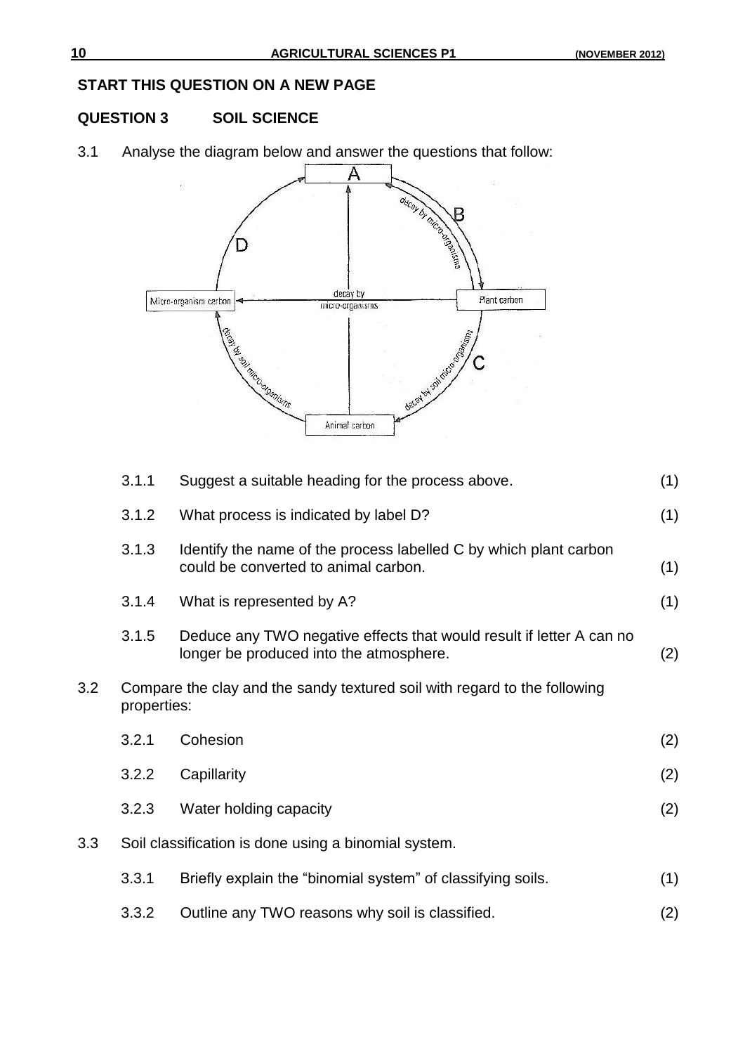**START THIS QUESTION ON A NEW PAGE**

## QUESTION 3 SOIL SCIENCE

3.1 Analyse the diagram below and answer the questions that follow:

| | | |
|---|---|---|
| 3.1.1 | Suggest a suitable heading for the process above. | (1) |
| 3.1.2 | What process is indicated by label D? | (1) |
| 3.1.3 | Identify the name of the process labelled C by which plant carbon could be converted to animal carbon. | (1) |
| 3.1.4 | What is represented by A? | (1) |
| 3.1.5 | Deduce any TWO negative effects that would result if letter A can no longer be produced into the atmosphere. | (2) |

3.2 Compare the clay and the sandy textured soil with regard to the following properties:

| | | |
|---|---|---|
| 3.2.1 | Cohesion | (2) |
| 3.2.2 | Capillarity | (2) |
| 3.2.3 | Water holding capacity | (2) |

3.3 Soil classification is done using a binomial system.

| | | |
|---|---|---|
| 3.3.1 | Briefly explain the "binomial system" of classifying soils. | (1) |
| 3.3.2 | Outline any TWO reasons why soil is classified. | (2) |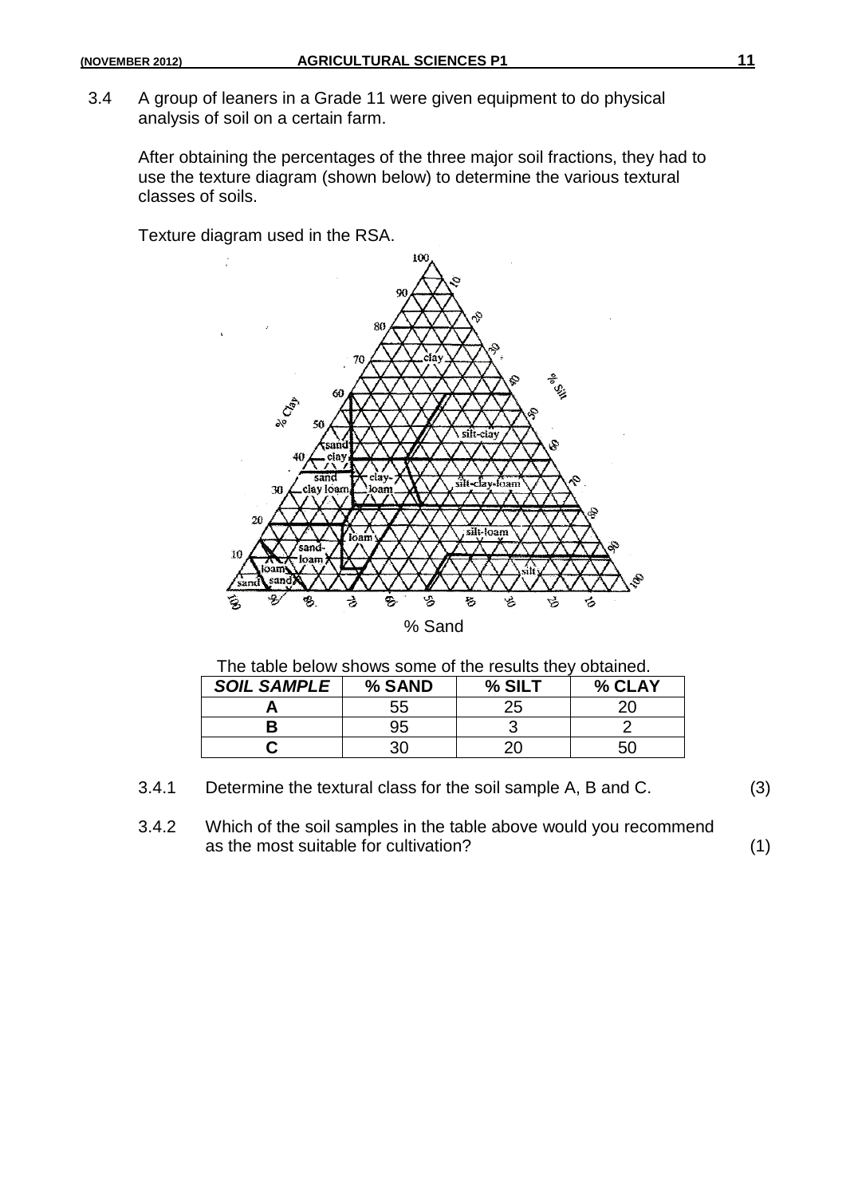3.4 A group of leaners in a Grade 11 were given equipment to do physical analysis of soil on a certain farm.

After obtaining the percentages of the three major soil fractions, they had to use the texture diagram (shown below) to determine the various textural classes of soils.

Texture diagram used in the RSA.

The table below shows some of the results they obtained.

| *SOIL SAMPLE* | % SAND | % SILT | % CLAY |
|---|---|---|---|
| A | 55 | 25 | 20 |
| B | 95 | 3 | 2 |
| C | 30 | 20 | 50 |

3.4.1 Determine the textural class for the soil sample A, B and C. (3)

3.4.2 Which of the soil samples in the table above would you recommend as the most suitable for cultivation? (1)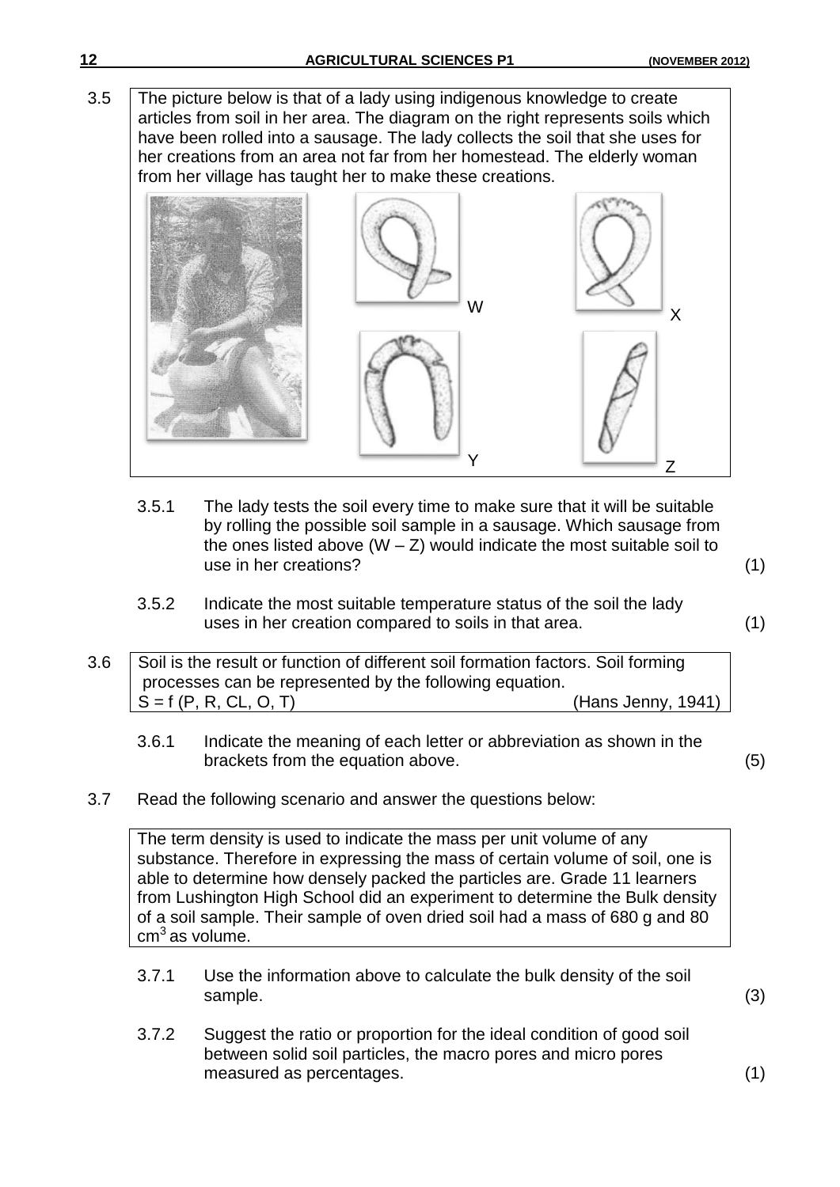3.5 The picture below is that of a lady using indigenous knowledge to create articles from soil in her area. The diagram on the right represents soils which have been rolled into a sausage. The lady collects the soil that she uses for her creations from an area not far from her homestead. The elderly woman from her village has taught her to make these creations.

W X Y Z

3.5.1 The lady tests the soil every time to make sure that it will be suitable by rolling the possible soil sample in a sausage. Which sausage from the ones listed above (W – Z) would indicate the most suitable soil to use in her creations? (1)

3.5.2 Indicate the most suitable temperature status of the soil the lady uses in her creation compared to soils in that area. (1)

3.6 Soil is the result or function of different soil formation factors. Soil forming processes can be represented by the following equation.
S = f (P, R, CL, O, T) (Hans Jenny, 1941)

3.6.1 Indicate the meaning of each letter or abbreviation as shown in the brackets from the equation above. (5)

3.7 Read the following scenario and answer the questions below:

The term density is used to indicate the mass per unit volume of any substance. Therefore in expressing the mass of certain volume of soil, one is able to determine how densely packed the particles are. Grade 11 learners from Lushington High School did an experiment to determine the Bulk density of a soil sample. Their sample of oven dried soil had a mass of 680 g and 80 $cm^3$ as volume.

3.7.1 Use the information above to calculate the bulk density of the soil sample. (3)

3.7.2 Suggest the ratio or proportion for the ideal condition of good soil between solid soil particles, the macro pores and micro pores measured as percentages. (1)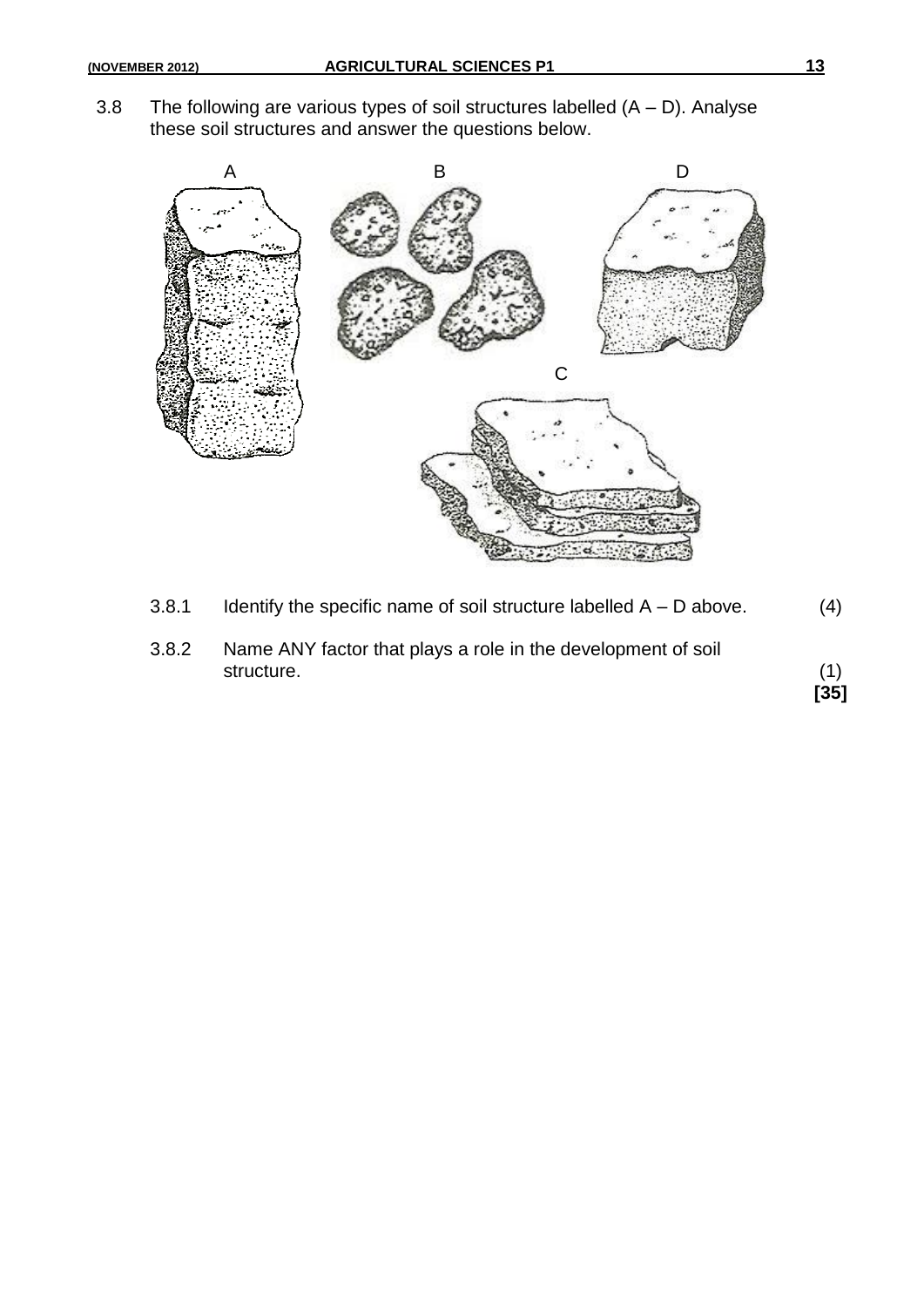3.8 The following are various types of soil structures labelled (A – D). Analyse these soil structures and answer the questions below.

3.8.1 Identify the specific name of soil structure labelled A – D above. (4)

3.8.2 Name ANY factor that plays a role in the development of soil structure. (1)

**[35]**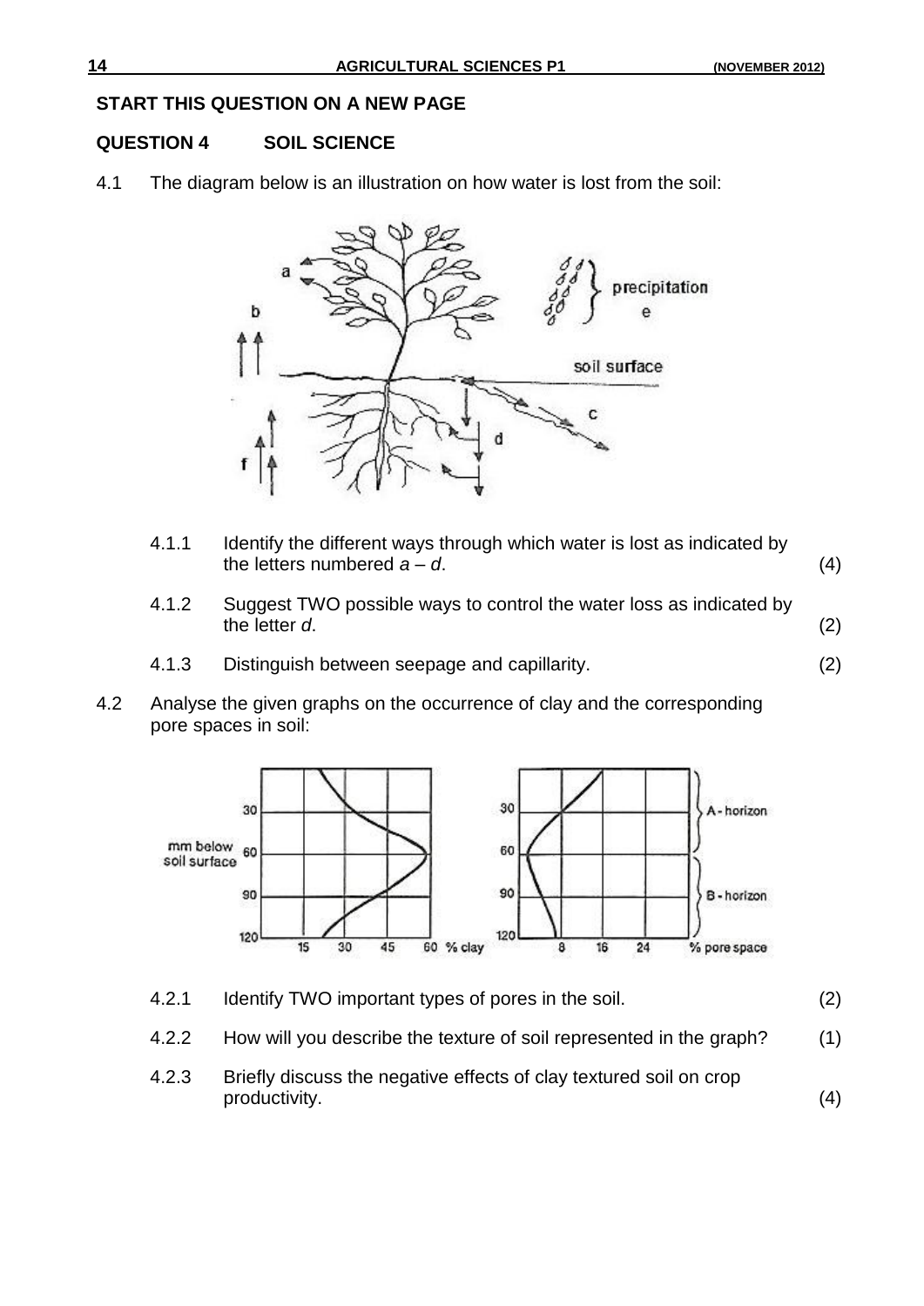**START THIS QUESTION ON A NEW PAGE**

## QUESTION 4 SOIL SCIENCE

4.1 The diagram below is an illustration on how water is lost from the soil:

4.1.1 Identify the different ways through which water is lost as indicated by the letters numbered *a* – *d*. (4)

4.1.2 Suggest TWO possible ways to control the water loss as indicated by the letter *d*. (2)

4.1.3 Distinguish between seepage and capillarity. (2)

4.2 Analyse the given graphs on the occurrence of clay and the corresponding pore spaces in soil:

4.2.1 Identify TWO important types of pores in the soil. (2)

4.2.2 How will you describe the texture of soil represented in the graph? (1)

4.2.3 Briefly discuss the negative effects of clay textured soil on crop productivity. (4)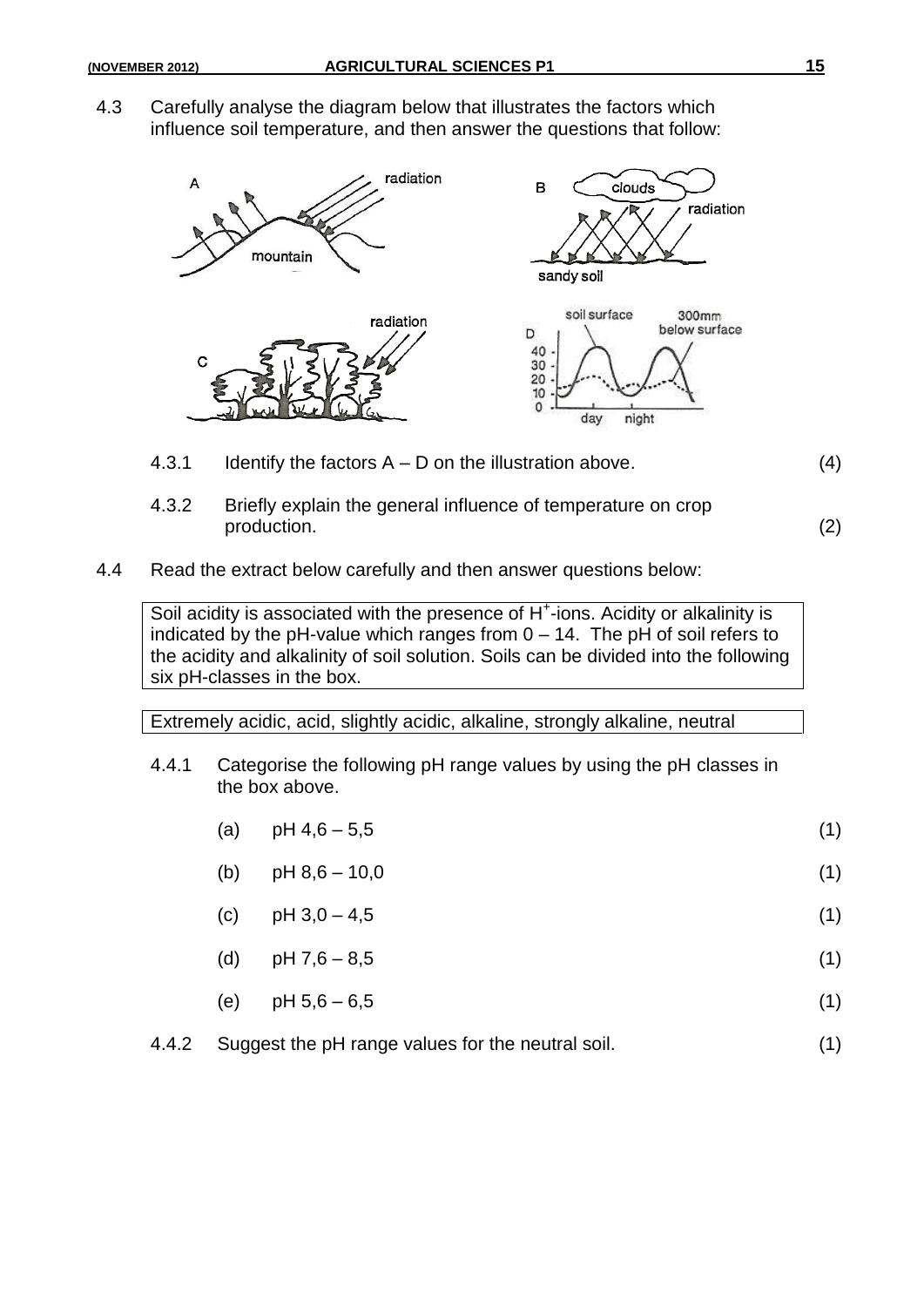4.3 Carefully analyse the diagram below that illustrates the factors which influence soil temperature, and then answer the questions that follow:

4.3.1 Identify the factors A – D on the illustration above. (4)

4.3.2 Briefly explain the general influence of temperature on crop production. (2)

4.4 Read the extract below carefully and then answer questions below:

| Soil acidity is associated with the presence of $H^+$-ions. Acidity or alkalinity is indicated by the pH-value which ranges from 0 – 14. The pH of soil refers to the acidity and alkalinity of soil solution. Soils can be divided into the following six pH-classes in the box. |
| --- |

| Extremely acidic, acid, slightly acidic, alkaline, strongly alkaline, neutral |
| --- |

4.4.1 Categorise the following pH range values by using the pH classes in the box above.

(a) pH 4,6 – 5,5 (1)

(b) pH 8,6 – 10,0 (1)

(c) pH 3,0 – 4,5 (1)

(d) pH 7,6 – 8,5 (1)

(e) pH 5,6 – 6,5 (1)

4.4.2 Suggest the pH range values for the neutral soil. (1)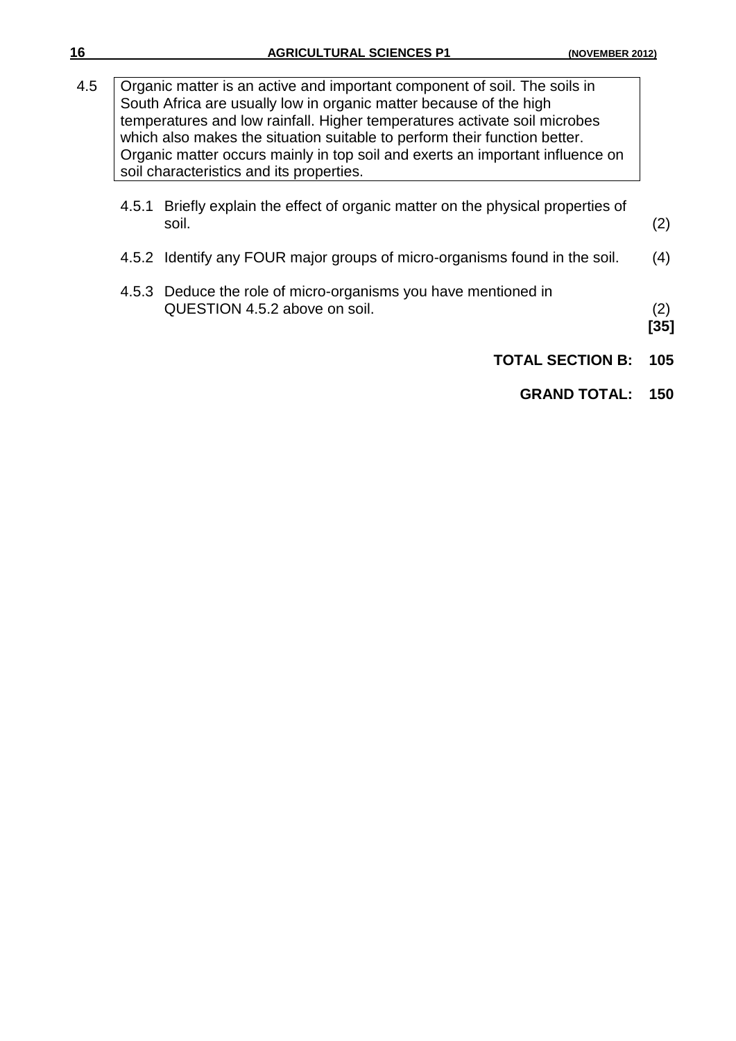4.5 Organic matter is an active and important component of soil. The soils in South Africa are usually low in organic matter because of the high temperatures and low rainfall. Higher temperatures activate soil microbes which also makes the situation suitable to perform their function better. Organic matter occurs mainly in top soil and exerts an important influence on soil characteristics and its properties.

4.5.1 Briefly explain the effect of organic matter on the physical properties of soil. (2)

4.5.2 Identify any FOUR major groups of micro-organisms found in the soil. (4)

4.5.3 Deduce the role of micro-organisms you have mentioned in QUESTION 4.5.2 above on soil. (2)

**[35]**

**TOTAL SECTION B: 105**

**GRAND TOTAL: 150**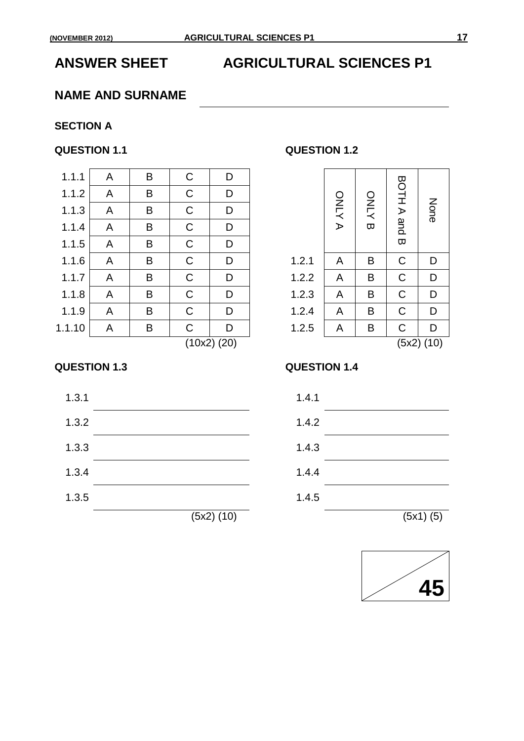# ANSWER SHEET AGRICULTURAL SCIENCES P1

## NAME AND SURNAME ____________________

### SECTION A

### QUESTION 1.1

| | | | | |
|---|---|---|---|---|
| 1.1.1 | A | B | C | D |
| 1.1.2 | A | B | C | D |
| 1.1.3 | A | B | C | D |
| 1.1.4 | A | B | C | D |
| 1.1.5 | A | B | C | D |
| 1.1.6 | A | B | C | D |
| 1.1.7 | A | B | C | D |
| 1.1.8 | A | B | C | D |
| 1.1.9 | A | B | C | D |
| 1.1.10 | A | B | C | D |

(10x2) (20)

### QUESTION 1.2

| | ONLY A | ONLY B | BOTH A and B | None |
|---|---|---|---|---|
| 1.2.1 | A | B | C | D |
| 1.2.2 | A | B | C | D |
| 1.2.3 | A | B | C | D |
| 1.2.4 | A | B | C | D |
| 1.2.5 | A | B | C | D |

(5x2) (10)

### QUESTION 1.3

1.3.1 ____________________

1.3.2 ____________________

1.3.3 ____________________

1.3.4 ____________________

1.3.5 ____________________

(5x2) (10)

### QUESTION 1.4

1.4.1 ____________________

1.4.2 ____________________

1.4.3 ____________________

1.4.4 ____________________

1.4.5 ____________________

(5x1) (5)

**45**